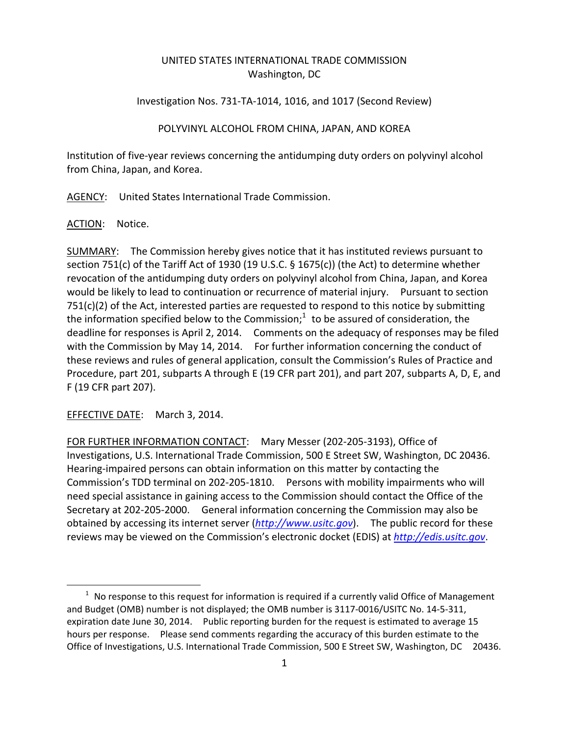UNITED STATES INTERNATIONAL TRADE COMMISSION
Washington, DC

Investigation Nos. 731-TA-1014, 1016, and 1017 (Second Review)

POLYVINYL ALCOHOL FROM CHINA, JAPAN, AND KOREA

Institution of five-year reviews concerning the antidumping duty orders on polyvinyl alcohol from China, Japan, and Korea.

AGENCY: United States International Trade Commission.

ACTION: Notice.

SUMMARY: The Commission hereby gives notice that it has instituted reviews pursuant to section 751(c) of the Tariff Act of 1930 (19 U.S.C. § 1675(c)) (the Act) to determine whether revocation of the antidumping duty orders on polyvinyl alcohol from China, Japan, and Korea would be likely to lead to continuation or recurrence of material injury. Pursuant to section 751(c)(2) of the Act, interested parties are requested to respond to this notice by submitting the information specified below to the Commission;[1] to be assured of consideration, the deadline for responses is April 2, 2014. Comments on the adequacy of responses may be filed with the Commission by May 14, 2014. For further information concerning the conduct of these reviews and rules of general application, consult the Commission's Rules of Practice and Procedure, part 201, subparts A through E (19 CFR part 201), and part 207, subparts A, D, E, and F (19 CFR part 207).

EFFECTIVE DATE: March 3, 2014.

FOR FURTHER INFORMATION CONTACT: Mary Messer (202-205-3193), Office of Investigations, U.S. International Trade Commission, 500 E Street SW, Washington, DC 20436. Hearing-impaired persons can obtain information on this matter by contacting the Commission's TDD terminal on 202-205-1810. Persons with mobility impairments who will need special assistance in gaining access to the Commission should contact the Office of the Secretary at 202-205-2000. General information concerning the Commission may also be obtained by accessing its internet server (*http://www.usitc.gov*). The public record for these reviews may be viewed on the Commission's electronic docket (EDIS) at *http://edis.usitc.gov*.

[1] No response to this request for information is required if a currently valid Office of Management and Budget (OMB) number is not displayed; the OMB number is 3117-0016/USITC No. 14-5-311, expiration date June 30, 2014. Public reporting burden for the request is estimated to average 15 hours per response. Please send comments regarding the accuracy of this burden estimate to the Office of Investigations, U.S. International Trade Commission, 500 E Street SW, Washington, DC 20436.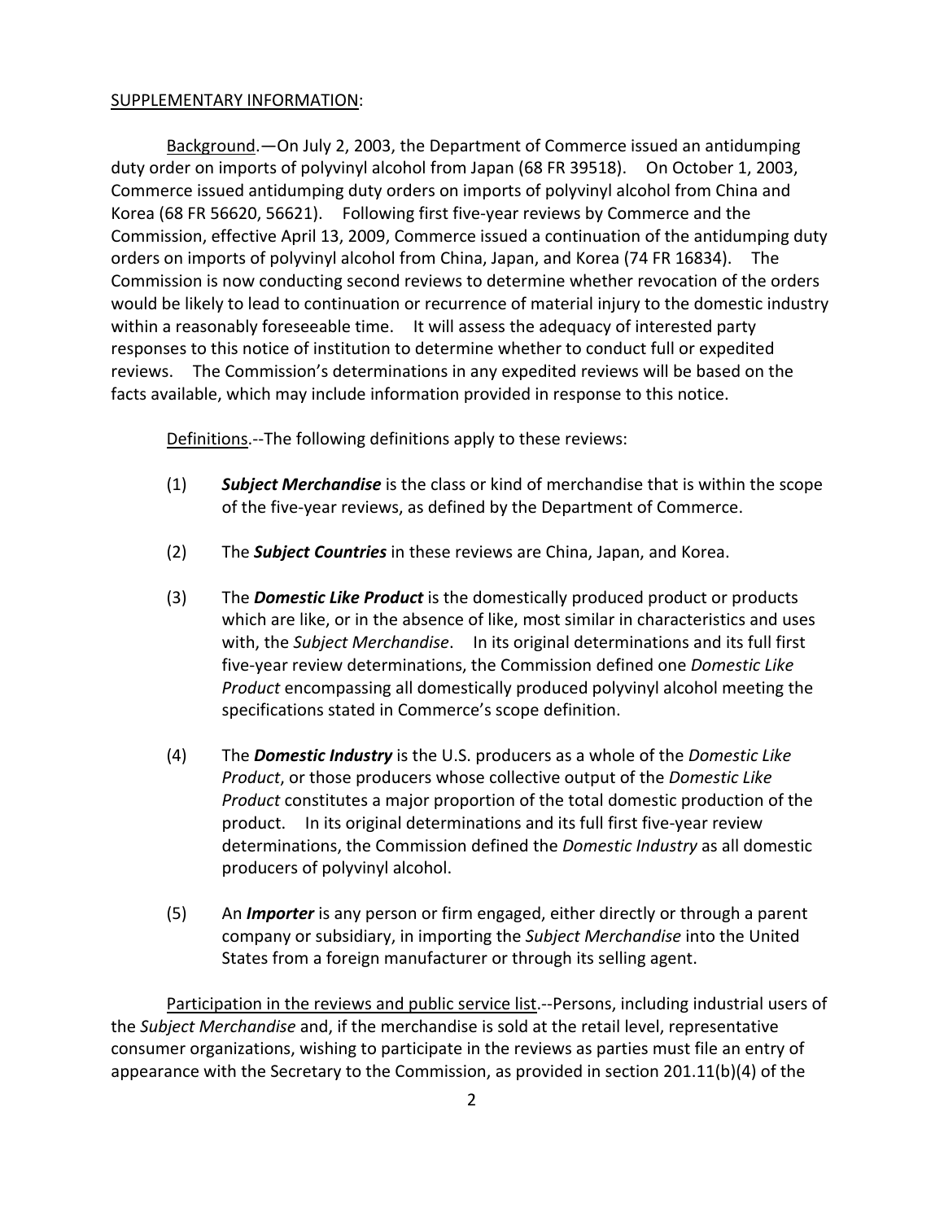SUPPLEMENTARY INFORMATION:

Background.—On July 2, 2003, the Department of Commerce issued an antidumping duty order on imports of polyvinyl alcohol from Japan (68 FR 39518). On October 1, 2003, Commerce issued antidumping duty orders on imports of polyvinyl alcohol from China and Korea (68 FR 56620, 56621). Following first five-year reviews by Commerce and the Commission, effective April 13, 2009, Commerce issued a continuation of the antidumping duty orders on imports of polyvinyl alcohol from China, Japan, and Korea (74 FR 16834). The Commission is now conducting second reviews to determine whether revocation of the orders would be likely to lead to continuation or recurrence of material injury to the domestic industry within a reasonably foreseeable time. It will assess the adequacy of interested party responses to this notice of institution to determine whether to conduct full or expedited reviews. The Commission's determinations in any expedited reviews will be based on the facts available, which may include information provided in response to this notice.

Definitions.--The following definitions apply to these reviews:

(1) ***Subject Merchandise*** is the class or kind of merchandise that is within the scope of the five-year reviews, as defined by the Department of Commerce.

(2) The ***Subject Countries*** in these reviews are China, Japan, and Korea.

(3) The ***Domestic Like Product*** is the domestically produced product or products which are like, or in the absence of like, most similar in characteristics and uses with, the *Subject Merchandise*. In its original determinations and its full first five-year review determinations, the Commission defined one *Domestic Like Product* encompassing all domestically produced polyvinyl alcohol meeting the specifications stated in Commerce's scope definition.

(4) The ***Domestic Industry*** is the U.S. producers as a whole of the *Domestic Like Product*, or those producers whose collective output of the *Domestic Like Product* constitutes a major proportion of the total domestic production of the product. In its original determinations and its full first five-year review determinations, the Commission defined the *Domestic Industry* as all domestic producers of polyvinyl alcohol.

(5) An ***Importer*** is any person or firm engaged, either directly or through a parent company or subsidiary, in importing the *Subject Merchandise* into the United States from a foreign manufacturer or through its selling agent.

Participation in the reviews and public service list.--Persons, including industrial users of the *Subject Merchandise* and, if the merchandise is sold at the retail level, representative consumer organizations, wishing to participate in the reviews as parties must file an entry of appearance with the Secretary to the Commission, as provided in section 201.11(b)(4) of the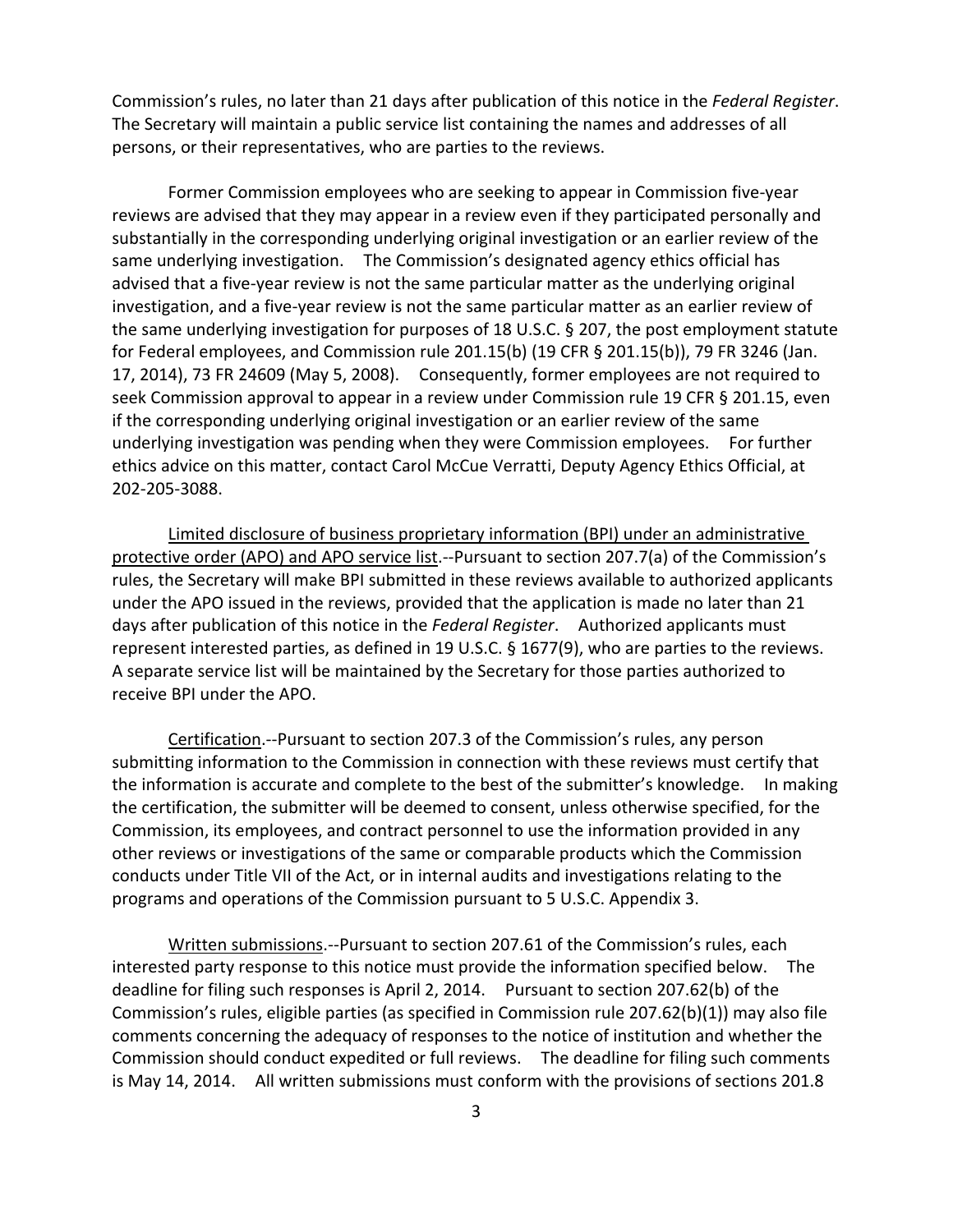Commission's rules, no later than 21 days after publication of this notice in the *Federal Register*. The Secretary will maintain a public service list containing the names and addresses of all persons, or their representatives, who are parties to the reviews.

Former Commission employees who are seeking to appear in Commission five-year reviews are advised that they may appear in a review even if they participated personally and substantially in the corresponding underlying original investigation or an earlier review of the same underlying investigation. The Commission's designated agency ethics official has advised that a five-year review is not the same particular matter as the underlying original investigation, and a five-year review is not the same particular matter as an earlier review of the same underlying investigation for purposes of 18 U.S.C. § 207, the post employment statute for Federal employees, and Commission rule 201.15(b) (19 CFR § 201.15(b)), 79 FR 3246 (Jan. 17, 2014), 73 FR 24609 (May 5, 2008). Consequently, former employees are not required to seek Commission approval to appear in a review under Commission rule 19 CFR § 201.15, even if the corresponding underlying original investigation or an earlier review of the same underlying investigation was pending when they were Commission employees. For further ethics advice on this matter, contact Carol McCue Verratti, Deputy Agency Ethics Official, at 202-205-3088.

Limited disclosure of business proprietary information (BPI) under an administrative protective order (APO) and APO service list.--Pursuant to section 207.7(a) of the Commission's rules, the Secretary will make BPI submitted in these reviews available to authorized applicants under the APO issued in the reviews, provided that the application is made no later than 21 days after publication of this notice in the *Federal Register*. Authorized applicants must represent interested parties, as defined in 19 U.S.C. § 1677(9), who are parties to the reviews. A separate service list will be maintained by the Secretary for those parties authorized to receive BPI under the APO.

Certification.--Pursuant to section 207.3 of the Commission's rules, any person submitting information to the Commission in connection with these reviews must certify that the information is accurate and complete to the best of the submitter's knowledge. In making the certification, the submitter will be deemed to consent, unless otherwise specified, for the Commission, its employees, and contract personnel to use the information provided in any other reviews or investigations of the same or comparable products which the Commission conducts under Title VII of the Act, or in internal audits and investigations relating to the programs and operations of the Commission pursuant to 5 U.S.C. Appendix 3.

Written submissions.--Pursuant to section 207.61 of the Commission's rules, each interested party response to this notice must provide the information specified below. The deadline for filing such responses is April 2, 2014. Pursuant to section 207.62(b) of the Commission's rules, eligible parties (as specified in Commission rule 207.62(b)(1)) may also file comments concerning the adequacy of responses to the notice of institution and whether the Commission should conduct expedited or full reviews. The deadline for filing such comments is May 14, 2014. All written submissions must conform with the provisions of sections 201.8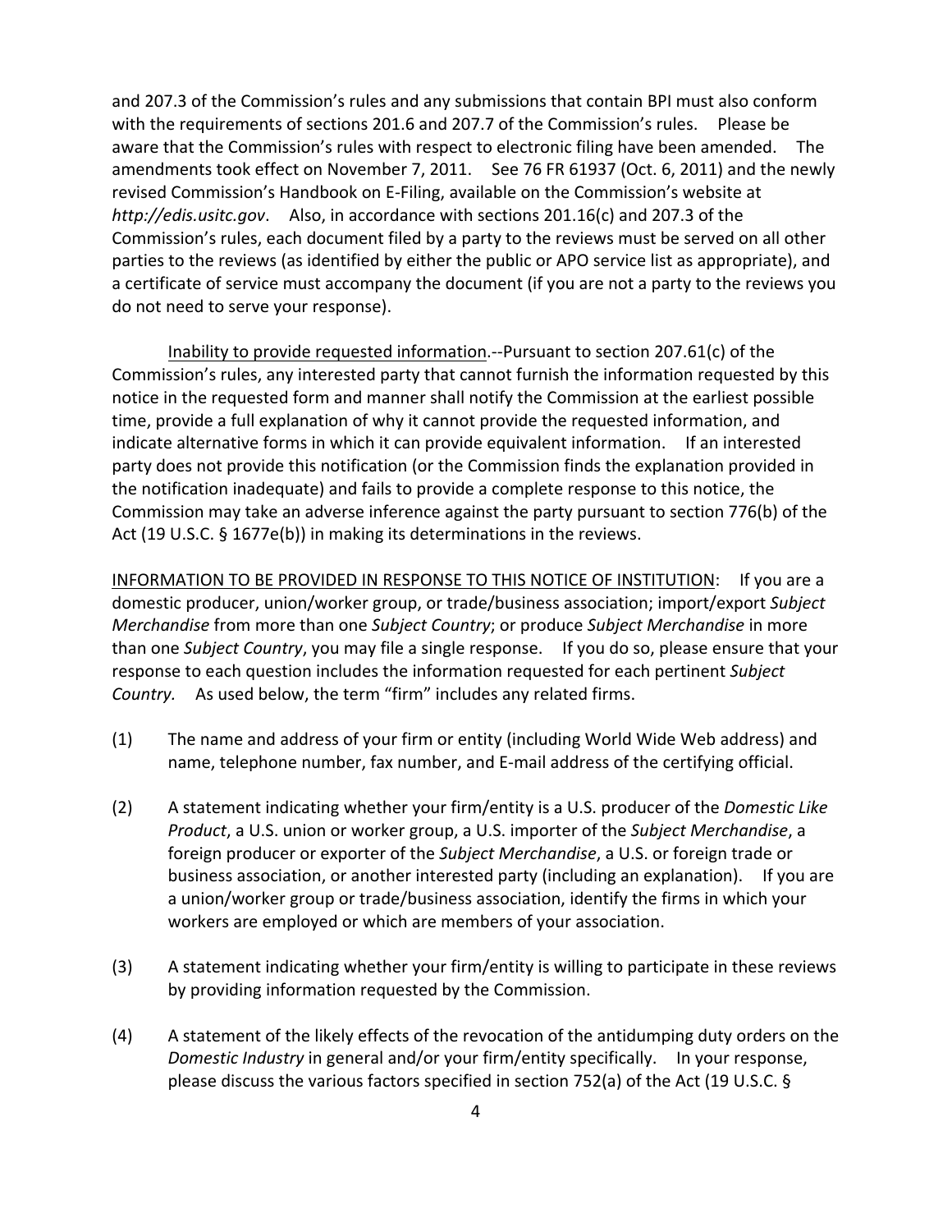and 207.3 of the Commission's rules and any submissions that contain BPI must also conform with the requirements of sections 201.6 and 207.7 of the Commission's rules. Please be aware that the Commission's rules with respect to electronic filing have been amended. The amendments took effect on November 7, 2011. See 76 FR 61937 (Oct. 6, 2011) and the newly revised Commission's Handbook on E-Filing, available on the Commission's website at *http://edis.usitc.gov*. Also, in accordance with sections 201.16(c) and 207.3 of the Commission's rules, each document filed by a party to the reviews must be served on all other parties to the reviews (as identified by either the public or APO service list as appropriate), and a certificate of service must accompany the document (if you are not a party to the reviews you do not need to serve your response).

Inability to provide requested information.--Pursuant to section 207.61(c) of the Commission's rules, any interested party that cannot furnish the information requested by this notice in the requested form and manner shall notify the Commission at the earliest possible time, provide a full explanation of why it cannot provide the requested information, and indicate alternative forms in which it can provide equivalent information. If an interested party does not provide this notification (or the Commission finds the explanation provided in the notification inadequate) and fails to provide a complete response to this notice, the Commission may take an adverse inference against the party pursuant to section 776(b) of the Act (19 U.S.C. § 1677e(b)) in making its determinations in the reviews.

INFORMATION TO BE PROVIDED IN RESPONSE TO THIS NOTICE OF INSTITUTION: If you are a domestic producer, union/worker group, or trade/business association; import/export *Subject Merchandise* from more than one *Subject Country*; or produce *Subject Merchandise* in more than one *Subject Country*, you may file a single response. If you do so, please ensure that your response to each question includes the information requested for each pertinent *Subject Country.* As used below, the term "firm" includes any related firms.

(1) The name and address of your firm or entity (including World Wide Web address) and name, telephone number, fax number, and E-mail address of the certifying official.

(2) A statement indicating whether your firm/entity is a U.S. producer of the *Domestic Like Product*, a U.S. union or worker group, a U.S. importer of the *Subject Merchandise*, a foreign producer or exporter of the *Subject Merchandise*, a U.S. or foreign trade or business association, or another interested party (including an explanation). If you are a union/worker group or trade/business association, identify the firms in which your workers are employed or which are members of your association.

(3) A statement indicating whether your firm/entity is willing to participate in these reviews by providing information requested by the Commission.

(4) A statement of the likely effects of the revocation of the antidumping duty orders on the *Domestic Industry* in general and/or your firm/entity specifically. In your response, please discuss the various factors specified in section 752(a) of the Act (19 U.S.C. §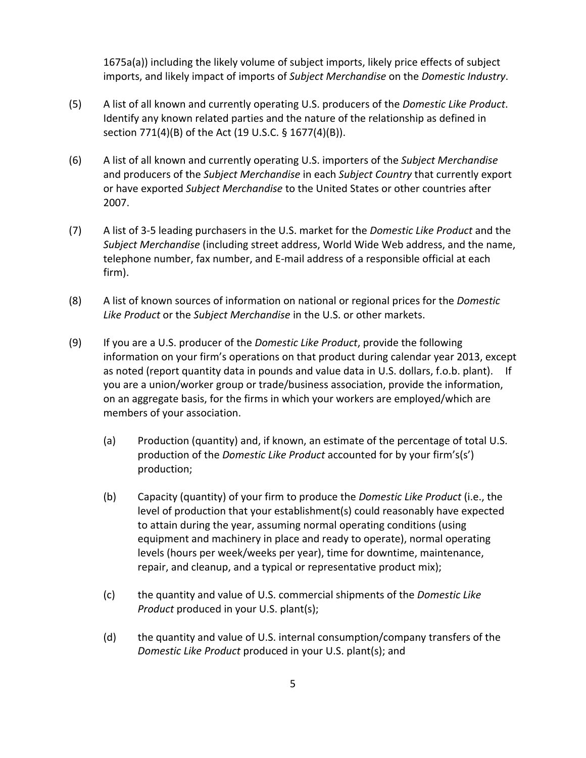1675a(a)) including the likely volume of subject imports, likely price effects of subject imports, and likely impact of imports of *Subject Merchandise* on the *Domestic Industry*.

(5) A list of all known and currently operating U.S. producers of the *Domestic Like Product*. Identify any known related parties and the nature of the relationship as defined in section 771(4)(B) of the Act (19 U.S.C. § 1677(4)(B)).

(6) A list of all known and currently operating U.S. importers of the *Subject Merchandise* and producers of the *Subject Merchandise* in each *Subject Country* that currently export or have exported *Subject Merchandise* to the United States or other countries after 2007.

(7) A list of 3-5 leading purchasers in the U.S. market for the *Domestic Like Product* and the *Subject Merchandise* (including street address, World Wide Web address, and the name, telephone number, fax number, and E-mail address of a responsible official at each firm).

(8) A list of known sources of information on national or regional prices for the *Domestic Like Product* or the *Subject Merchandise* in the U.S. or other markets.

(9) If you are a U.S. producer of the *Domestic Like Product*, provide the following information on your firm's operations on that product during calendar year 2013, except as noted (report quantity data in pounds and value data in U.S. dollars, f.o.b. plant). If you are a union/worker group or trade/business association, provide the information, on an aggregate basis, for the firms in which your workers are employed/which are members of your association.

   (a) Production (quantity) and, if known, an estimate of the percentage of total U.S. production of the *Domestic Like Product* accounted for by your firm's(s') production;

   (b) Capacity (quantity) of your firm to produce the *Domestic Like Product* (i.e., the level of production that your establishment(s) could reasonably have expected to attain during the year, assuming normal operating conditions (using equipment and machinery in place and ready to operate), normal operating levels (hours per week/weeks per year), time for downtime, maintenance, repair, and cleanup, and a typical or representative product mix);

   (c) the quantity and value of U.S. commercial shipments of the *Domestic Like Product* produced in your U.S. plant(s);

   (d) the quantity and value of U.S. internal consumption/company transfers of the *Domestic Like Product* produced in your U.S. plant(s); and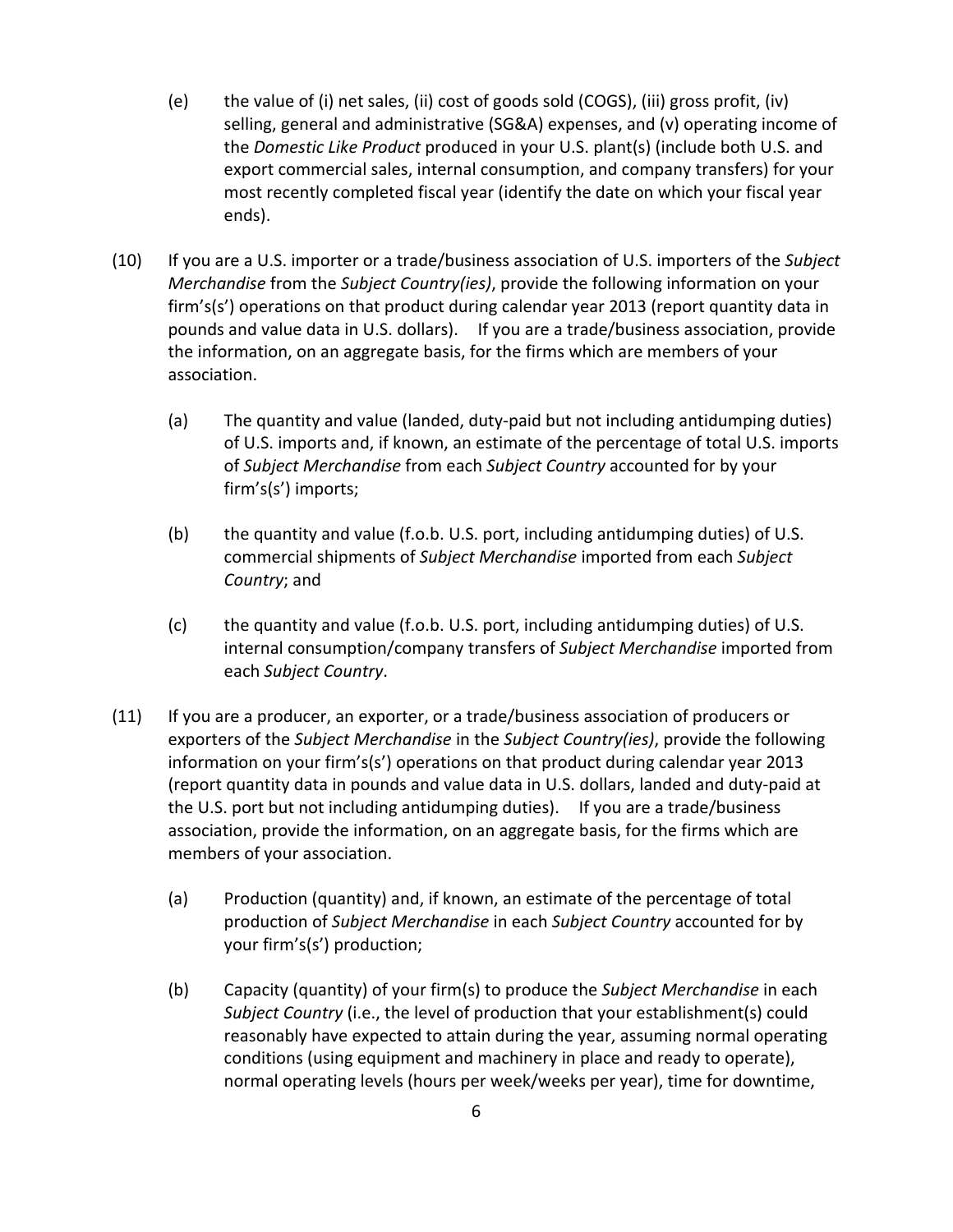(e) the value of (i) net sales, (ii) cost of goods sold (COGS), (iii) gross profit, (iv) selling, general and administrative (SG&A) expenses, and (v) operating income of the *Domestic Like Product* produced in your U.S. plant(s) (include both U.S. and export commercial sales, internal consumption, and company transfers) for your most recently completed fiscal year (identify the date on which your fiscal year ends).

(10) If you are a U.S. importer or a trade/business association of U.S. importers of the *Subject Merchandise* from the *Subject Country(ies)*, provide the following information on your firm's(s') operations on that product during calendar year 2013 (report quantity data in pounds and value data in U.S. dollars). If you are a trade/business association, provide the information, on an aggregate basis, for the firms which are members of your association.

(a) The quantity and value (landed, duty-paid but not including antidumping duties) of U.S. imports and, if known, an estimate of the percentage of total U.S. imports of *Subject Merchandise* from each *Subject Country* accounted for by your firm's(s') imports;

(b) the quantity and value (f.o.b. U.S. port, including antidumping duties) of U.S. commercial shipments of *Subject Merchandise* imported from each *Subject Country*; and

(c) the quantity and value (f.o.b. U.S. port, including antidumping duties) of U.S. internal consumption/company transfers of *Subject Merchandise* imported from each *Subject Country*.

(11) If you are a producer, an exporter, or a trade/business association of producers or exporters of the *Subject Merchandise* in the *Subject Country(ies)*, provide the following information on your firm's(s') operations on that product during calendar year 2013 (report quantity data in pounds and value data in U.S. dollars, landed and duty-paid at the U.S. port but not including antidumping duties). If you are a trade/business association, provide the information, on an aggregate basis, for the firms which are members of your association.

(a) Production (quantity) and, if known, an estimate of the percentage of total production of *Subject Merchandise* in each *Subject Country* accounted for by your firm's(s') production;

(b) Capacity (quantity) of your firm(s) to produce the *Subject Merchandise* in each *Subject Country* (i.e., the level of production that your establishment(s) could reasonably have expected to attain during the year, assuming normal operating conditions (using equipment and machinery in place and ready to operate), normal operating levels (hours per week/weeks per year), time for downtime,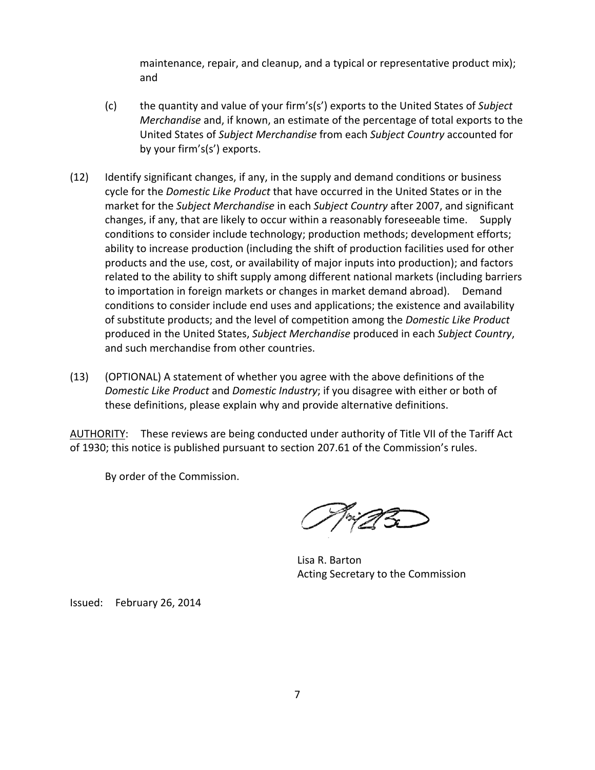maintenance, repair, and cleanup, and a typical or representative product mix); and

(c) the quantity and value of your firm's(s') exports to the United States of *Subject Merchandise* and, if known, an estimate of the percentage of total exports to the United States of *Subject Merchandise* from each *Subject Country* accounted for by your firm's(s') exports.

(12) Identify significant changes, if any, in the supply and demand conditions or business cycle for the *Domestic Like Product* that have occurred in the United States or in the market for the *Subject Merchandise* in each *Subject Country* after 2007, and significant changes, if any, that are likely to occur within a reasonably foreseeable time. Supply conditions to consider include technology; production methods; development efforts; ability to increase production (including the shift of production facilities used for other products and the use, cost, or availability of major inputs into production); and factors related to the ability to shift supply among different national markets (including barriers to importation in foreign markets or changes in market demand abroad). Demand conditions to consider include end uses and applications; the existence and availability of substitute products; and the level of competition among the *Domestic Like Product* produced in the United States, *Subject Merchandise* produced in each *Subject Country*, and such merchandise from other countries.

(13) (OPTIONAL) A statement of whether you agree with the above definitions of the *Domestic Like Product* and *Domestic Industry*; if you disagree with either or both of these definitions, please explain why and provide alternative definitions.

AUTHORITY: These reviews are being conducted under authority of Title VII of the Tariff Act of 1930; this notice is published pursuant to section 207.61 of the Commission's rules.

By order of the Commission.

Lisa R. Barton
Acting Secretary to the Commission

Issued: February 26, 2014